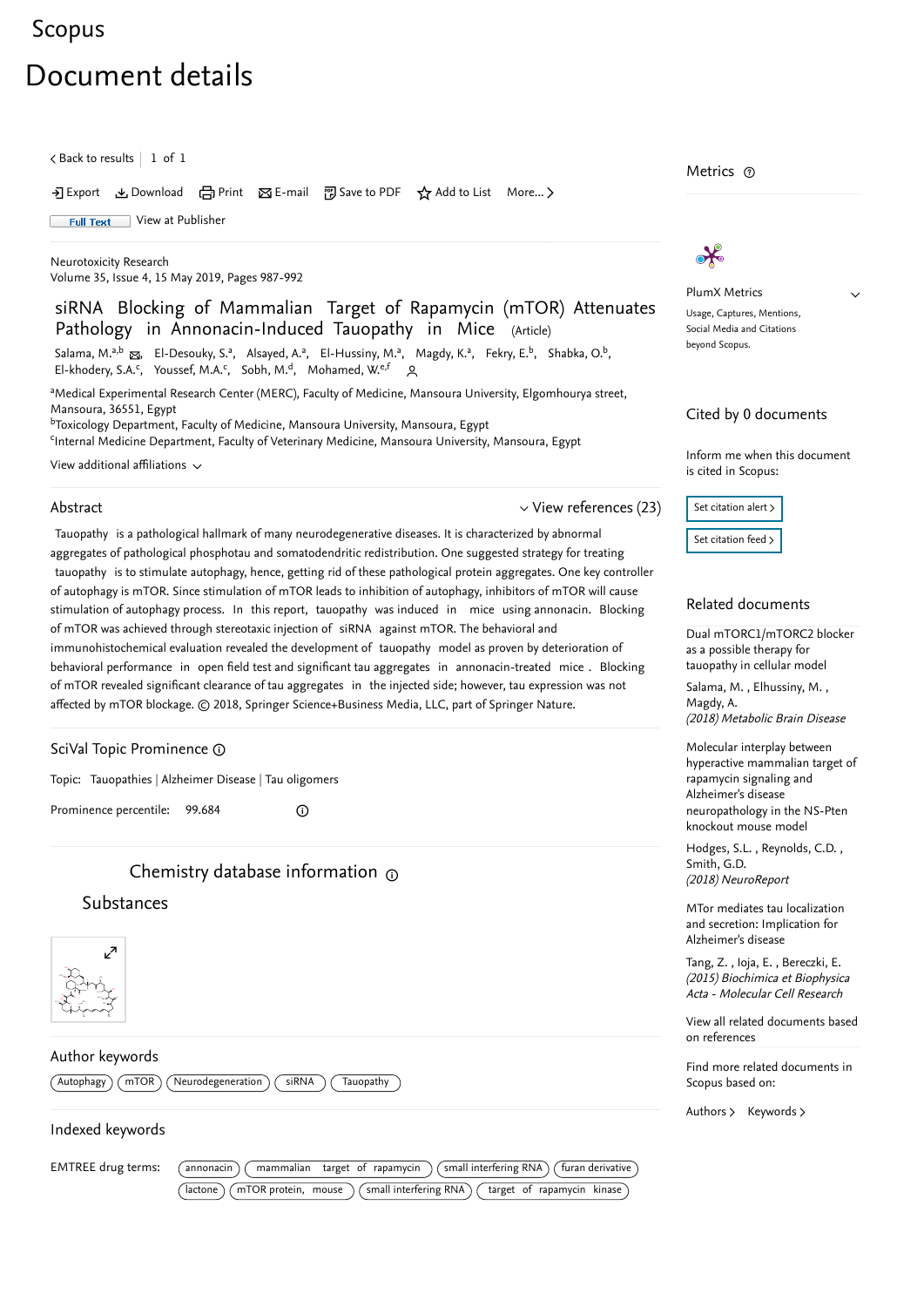Scopus

# Document details

< Back to results | 1 of 1

Export | Download | Print | E-mail | Save to PDF | Add to List | More...

Full Text | View at Publisher

Neurotoxicity Research
Volume 35, Issue 4, 15 May 2019, Pages 987-992

## siRNA Blocking of Mammalian Target of Rapamycin (mTOR) Attenuates Pathology in Annonacin-Induced Tauopathy in Mice (Article)

Salama, M.[a,b], El-Desouky, S.[a], Alsayed, A.[a], El-Hussiny, M.[a], Magdy, K.[a], Fekry, E.[b], Shabka, O.[b], El-khodery, S.A.[c], Youssef, M.A.[c], Sobh, M.[d], Mohamed, W.[e,f]

[a]Medical Experimental Research Center (MERC), Faculty of Medicine, Mansoura University, Elgomhourya street, Mansoura, 36551, Egypt
[b]Toxicology Department, Faculty of Medicine, Mansoura University, Mansoura, Egypt
[c]Internal Medicine Department, Faculty of Veterinary Medicine, Mansoura University, Mansoura, Egypt

View additional affiliations

### Abstract

View references (23)

Tauopathy is a pathological hallmark of many neurodegenerative diseases. It is characterized by abnormal aggregates of pathological phosphotau and somatodendritic redistribution. One suggested strategy for treating tauopathy is to stimulate autophagy, hence, getting rid of these pathological protein aggregates. One key controller of autophagy is mTOR. Since stimulation of mTOR leads to inhibition of autophagy, inhibitors of mTOR will cause stimulation of autophagy process. In this report, tauopathy was induced in mice using annonacin. Blocking of mTOR was achieved through stereotaxic injection of siRNA against mTOR. The behavioral and immunohistochemical evaluation revealed the development of tauopathy model as proven by deterioration of behavioral performance in open field test and significant tau aggregates in annonacin-treated mice. Blocking of mTOR revealed significant clearance of tau aggregates in the injected side; however, tau expression was not affected by mTOR blockage. © 2018, Springer Science+Business Media, LLC, part of Springer Nature.

### SciVal Topic Prominence

Topic: Tauopathies | Alzheimer Disease | Tau oligomers

Prominence percentile: 99.684

### Chemistry database information

#### Substances

### Author keywords

Autophagy | mTOR | Neurodegeneration | siRNA | Tauopathy

### Indexed keywords

EMTREE drug terms: annonacin | mammalian target of rapamycin | small interfering RNA | furan derivative | lactone | mTOR protein, mouse | small interfering RNA | target of rapamycin kinase

### Metrics

PlumX Metrics

Usage, Captures, Mentions, Social Media and Citations beyond Scopus.

### Cited by 0 documents

Inform me when this document is cited in Scopus:

Set citation alert >

Set citation feed >

### Related documents

Dual mTORC1/mTORC2 blocker as a possible therapy for tauopathy in cellular model

Salama, M. , Elhussiny, M. , Magdy, A.
*(2018) Metabolic Brain Disease*

Molecular interplay between hyperactive mammalian target of rapamycin signaling and Alzheimer's disease neuropathology in the NS-Pten knockout mouse model

Hodges, S.L. , Reynolds, C.D. , Smith, G.D.
*(2018) NeuroReport*

MTor mediates tau localization and secretion: Implication for Alzheimer's disease

Tang, Z. , Ioja, E. , Bereczki, E.
*(2015) Biochimica et Biophysica Acta - Molecular Cell Research*

View all related documents based on references

Find more related documents in Scopus based on:

Authors > Keywords >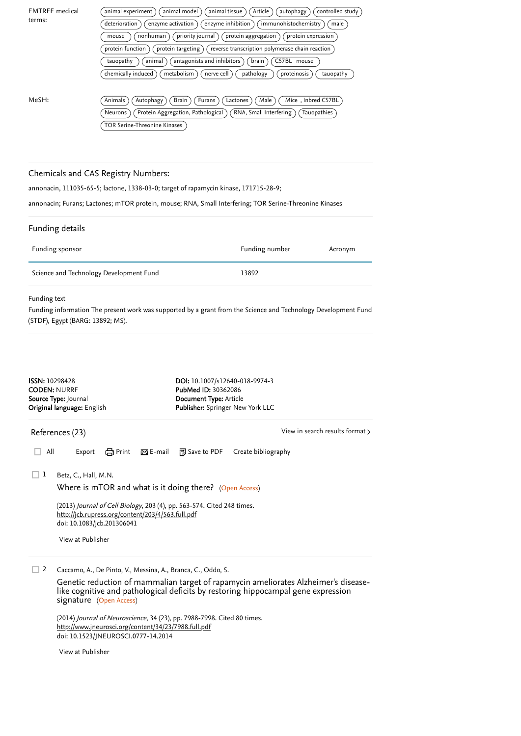EMTREE medical terms:

animal experiment, animal model, animal tissue, Article, autophagy, controlled study, deterioration, enzyme activation, enzyme inhibition, immunohistochemistry, male, mouse, nonhuman, priority journal, protein aggregation, protein expression, protein function, protein targeting, reverse transcription polymerase chain reaction, tauopathy, animal, antagonists and inhibitors, brain, C57BL mouse, chemically induced, metabolism, nerve cell, pathology, proteinosis, tauopathy

MeSH:

Animals, Autophagy, Brain, Furans, Lactones, Male, Mice , Inbred C57BL, Neurons, Protein Aggregation, Pathological, RNA, Small Interfering, Tauopathies, TOR Serine-Threonine Kinases

## Chemicals and CAS Registry Numbers:

annonacin, 111035-65-5; lactone, 1338-03-0; target of rapamycin kinase, 171715-28-9;

annonacin; Furans; Lactones; mTOR protein, mouse; RNA, Small Interfering; TOR Serine-Threonine Kinases

## Funding details

| Funding sponsor | Funding number | Acronym |
| --- | --- | --- |
| Science and Technology Development Fund | 13892 | |

Funding text

Funding information The present work was supported by a grant from the Science and Technology Development Fund (STDF), Egypt (BARG: 13892; MS).

**ISSN:** 10298428
**CODEN:** NURRF
**Source Type:** Journal
**Original language:** English

**DOI:** 10.1007/s12640-018-9974-3
**PubMed ID:** 30362086
**Document Type:** Article
**Publisher:** Springer New York LLC

## References (23)

View in search results format >

All | Export | Print | E-mail | Save to PDF | Create bibliography

1 Betz, C., Hall, M.N.

Where is mTOR and what is it doing there? (Open Access)

(2013) *Journal of Cell Biology*, 203 (4), pp. 563-574. Cited 248 times.
http://jcb.rupress.org/content/203/4/563.full.pdf
doi: 10.1083/jcb.201306041

View at Publisher

2 Caccamo, A., De Pinto, V., Messina, A., Branca, C., Oddo, S.

Genetic reduction of mammalian target of rapamycin ameliorates Alzheimer's disease-like cognitive and pathological deficits by restoring hippocampal gene expression signature (Open Access)

(2014) *Journal of Neuroscience*, 34 (23), pp. 7988-7998. Cited 80 times.
http://www.jneurosci.org/content/34/23/7988.full.pdf
doi: 10.1523/JNEUROSCI.0777-14.2014

View at Publisher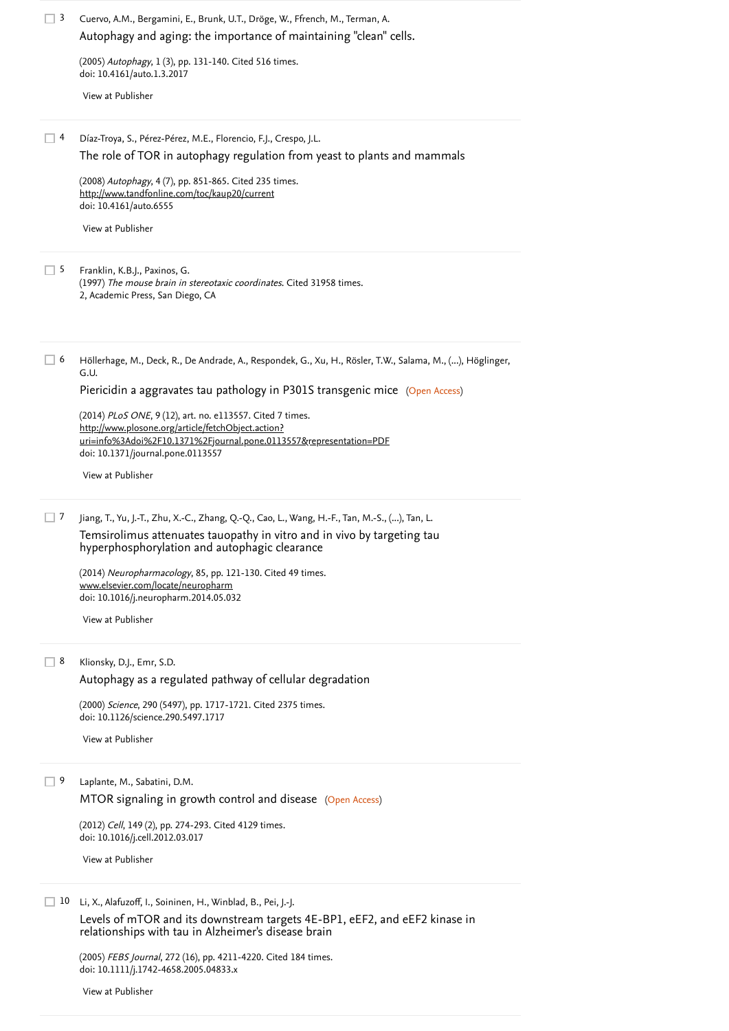3 Cuervo, A.M., Bergamini, E., Brunk, U.T., Dröge, W., Ffrench, M., Terman, A.

Autophagy and aging: the importance of maintaining "clean" cells.

(2005) *Autophagy*, 1 (3), pp. 131-140. Cited 516 times.
doi: 10.4161/auto.1.3.2017

View at Publisher

---

4 Díaz-Troya, S., Pérez-Pérez, M.E., Florencio, F.J., Crespo, J.L.

The role of TOR in autophagy regulation from yeast to plants and mammals

(2008) *Autophagy*, 4 (7), pp. 851-865. Cited 235 times.
http://www.tandfonline.com/toc/kaup20/current
doi: 10.4161/auto.6555

View at Publisher

---

5 Franklin, K.B.J., Paxinos, G.
(1997) *The mouse brain in stereotaxic coordinates*. Cited 31958 times.
2, Academic Press, San Diego, CA

---

6 Höllerhage, M., Deck, R., De Andrade, A., Respondek, G., Xu, H., Rösler, T.W., Salama, M., (...), Höglinger, G.U.

Piericidin a aggravates tau pathology in P301S transgenic mice (Open Access)

(2014) *PLoS ONE*, 9 (12), art. no. e113557. Cited 7 times.
http://www.plosone.org/article/fetchObject.action?uri=info%3Adoi%2F10.1371%2Fjournal.pone.0113557&representation=PDF
doi: 10.1371/journal.pone.0113557

View at Publisher

---

7 Jiang, T., Yu, J.-T., Zhu, X.-C., Zhang, Q.-Q., Cao, L., Wang, H.-F., Tan, M.-S., (...), Tan, L.

Temsirolimus attenuates tauopathy in vitro and in vivo by targeting tau hyperphosphorylation and autophagic clearance

(2014) *Neuropharmacology*, 85, pp. 121-130. Cited 49 times.
www.elsevier.com/locate/neuropharm
doi: 10.1016/j.neuropharm.2014.05.032

View at Publisher

---

8 Klionsky, D.J., Emr, S.D.

Autophagy as a regulated pathway of cellular degradation

(2000) *Science*, 290 (5497), pp. 1717-1721. Cited 2375 times.
doi: 10.1126/science.290.5497.1717

View at Publisher

---

9 Laplante, M., Sabatini, D.M.

MTOR signaling in growth control and disease (Open Access)

(2012) *Cell*, 149 (2), pp. 274-293. Cited 4129 times.
doi: 10.1016/j.cell.2012.03.017

View at Publisher

---

10 Li, X., Alafuzoff, I., Soininen, H., Winblad, B., Pei, J.-J.

Levels of mTOR and its downstream targets 4E-BP1, eEF2, and eEF2 kinase in relationships with tau in Alzheimer's disease brain

(2005) *FEBS Journal*, 272 (16), pp. 4211-4220. Cited 184 times.
doi: 10.1111/j.1742-4658.2005.04833.x

View at Publisher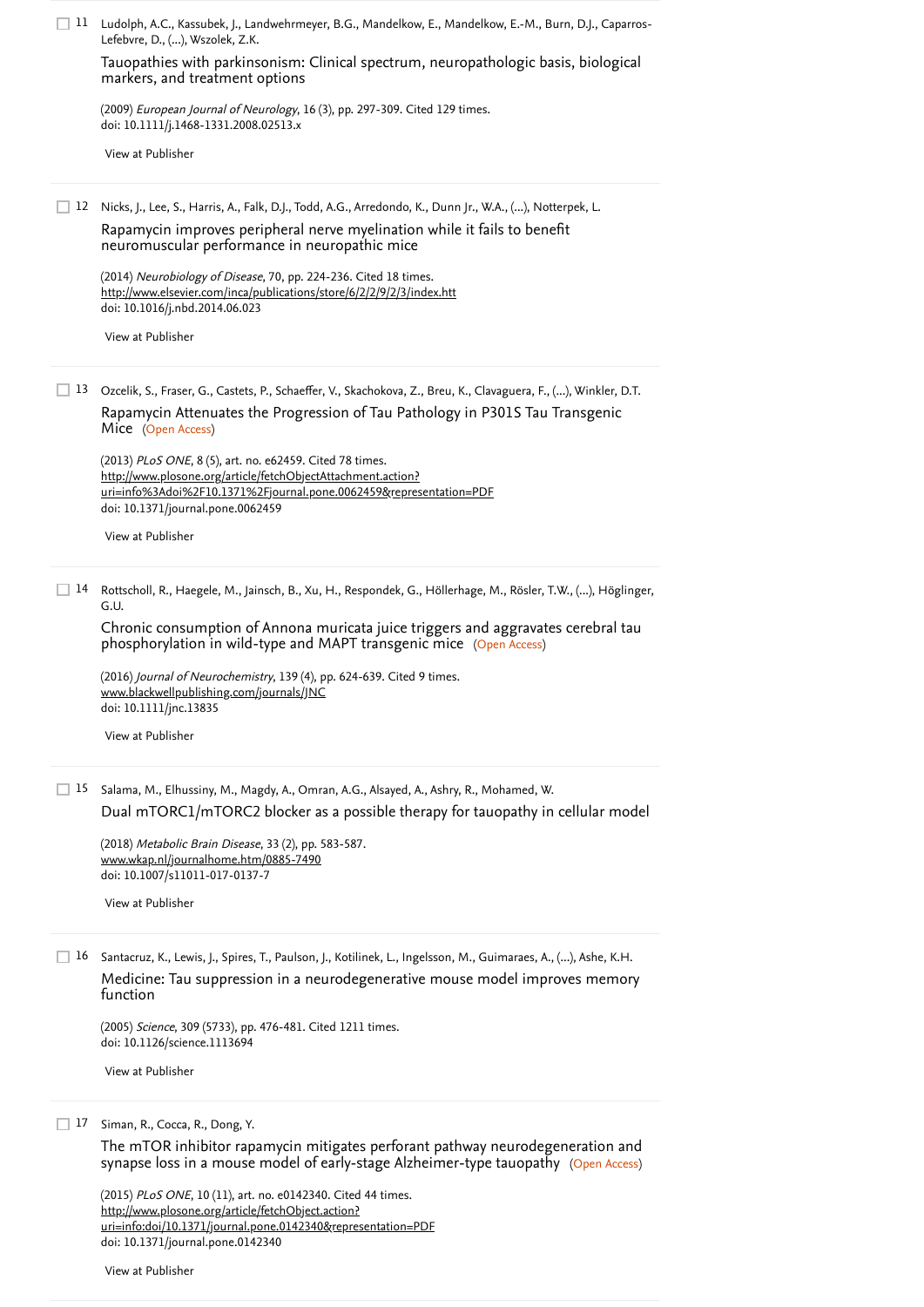11 Ludolph, A.C., Kassubek, J., Landwehrmeyer, B.G., Mandelkow, E., Mandelkow, E.-M., Burn, D.J., Caparros-Lefebvre, D., (...), Wszolek, Z.K.

Tauopathies with parkinsonism: Clinical spectrum, neuropathologic basis, biological markers, and treatment options

(2009) *European Journal of Neurology*, 16 (3), pp. 297-309. Cited 129 times.
doi: 10.1111/j.1468-1331.2008.02513.x

View at Publisher

12 Nicks, J., Lee, S., Harris, A., Falk, D.J., Todd, A.G., Arredondo, K., Dunn Jr., W.A., (...), Notterpek, L.

Rapamycin improves peripheral nerve myelination while it fails to benefit neuromuscular performance in neuropathic mice

(2014) *Neurobiology of Disease*, 70, pp. 224-236. Cited 18 times.
http://www.elsevier.com/inca/publications/store/6/2/2/9/2/3/index.htt
doi: 10.1016/j.nbd.2014.06.023

View at Publisher

13 Ozcelik, S., Fraser, G., Castets, P., Schaeffer, V., Skachokova, Z., Breu, K., Clavaguera, F., (...), Winkler, D.T.

Rapamycin Attenuates the Progression of Tau Pathology in P301S Tau Transgenic Mice (Open Access)

(2013) *PLoS ONE*, 8 (5), art. no. e62459. Cited 78 times.
http://www.plosone.org/article/fetchObjectAttachment.action?uri=info%3Adoi%2F10.1371%2Fjournal.pone.0062459&representation=PDF
doi: 10.1371/journal.pone.0062459

View at Publisher

14 Rottscholl, R., Haegele, M., Jainsch, B., Xu, H., Respondek, G., Höllerhage, M., Rösler, T.W., (...), Höglinger, G.U.

Chronic consumption of Annona muricata juice triggers and aggravates cerebral tau phosphorylation in wild-type and MAPT transgenic mice (Open Access)

(2016) *Journal of Neurochemistry*, 139 (4), pp. 624-639. Cited 9 times.
www.blackwellpublishing.com/journals/JNC
doi: 10.1111/jnc.13835

View at Publisher

15 Salama, M., Elhussiny, M., Magdy, A., Omran, A.G., Alsayed, A., Ashry, R., Mohamed, W.

Dual mTORC1/mTORC2 blocker as a possible therapy for tauopathy in cellular model

(2018) *Metabolic Brain Disease*, 33 (2), pp. 583-587.
www.wkap.nl/journalhome.htm/0885-7490
doi: 10.1007/s11011-017-0137-7

View at Publisher

16 Santacruz, K., Lewis, J., Spires, T., Paulson, J., Kotilinek, L., Ingelsson, M., Guimaraes, A., (...), Ashe, K.H.

Medicine: Tau suppression in a neurodegenerative mouse model improves memory function

(2005) *Science*, 309 (5733), pp. 476-481. Cited 1211 times.
doi: 10.1126/science.1113694

View at Publisher

17 Siman, R., Cocca, R., Dong, Y.

The mTOR inhibitor rapamycin mitigates perforant pathway neurodegeneration and synapse loss in a mouse model of early-stage Alzheimer-type tauopathy (Open Access)

(2015) *PLoS ONE*, 10 (11), art. no. e0142340. Cited 44 times.
http://www.plosone.org/article/fetchObject.action?uri=info:doi/10.1371/journal.pone.0142340&representation=PDF
doi: 10.1371/journal.pone.0142340

View at Publisher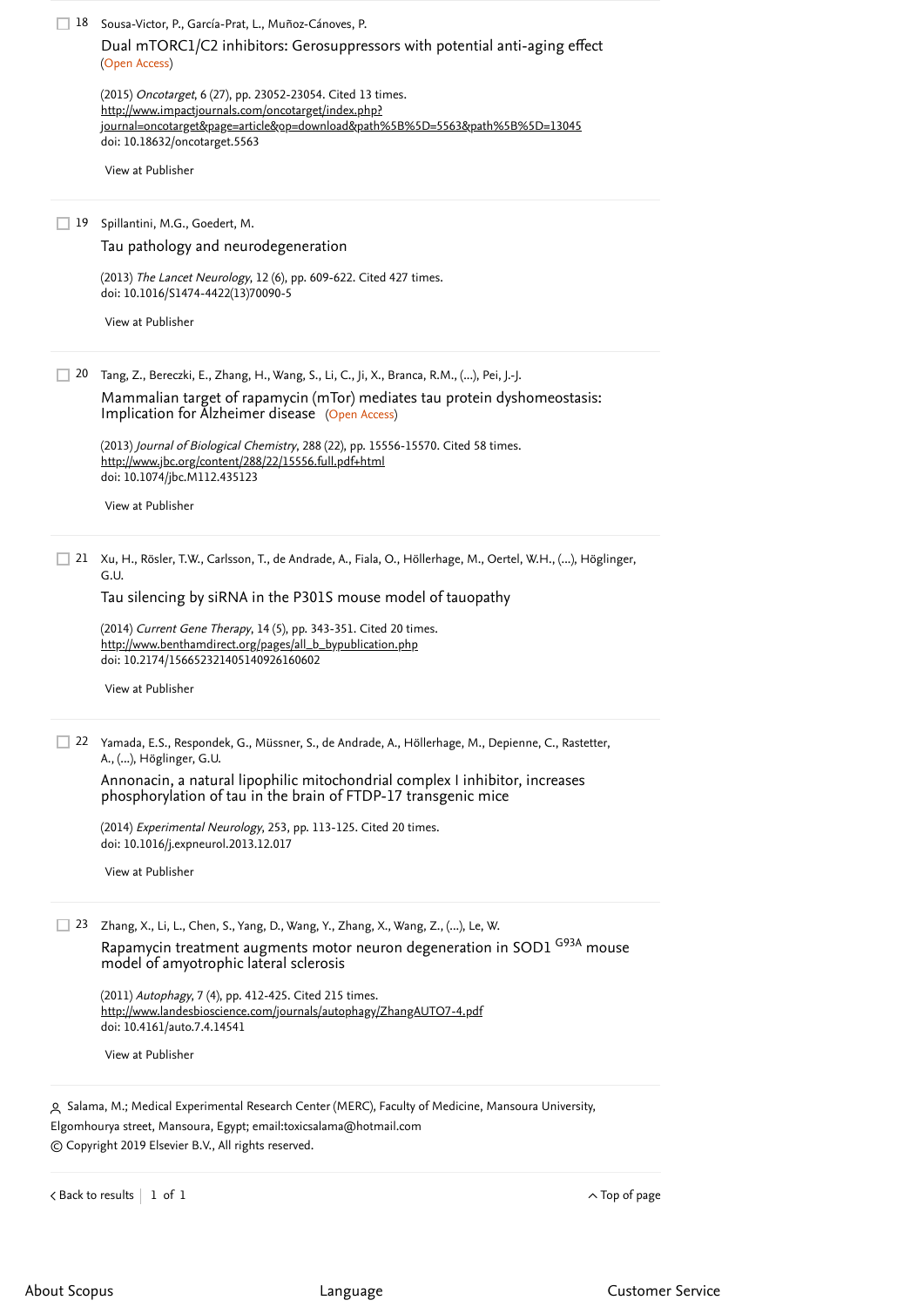18 Sousa-Victor, P., García-Prat, L., Muñoz-Cánoves, P.

Dual mTORC1/C2 inhibitors: Gerosuppressors with potential anti-aging effect (Open Access)

(2015) *Oncotarget*, 6 (27), pp. 23052-23054. Cited 13 times.
http://www.impactjournals.com/oncotarget/index.php?journal=oncotarget&page=article&op=download&path%5B%5D=5563&path%5B%5D=13045
doi: 10.18632/oncotarget.5563

View at Publisher

---

19 Spillantini, M.G., Goedert, M.

Tau pathology and neurodegeneration

(2013) *The Lancet Neurology*, 12 (6), pp. 609-622. Cited 427 times.
doi: 10.1016/S1474-4422(13)70090-5

View at Publisher

---

20 Tang, Z., Bereczki, E., Zhang, H., Wang, S., Li, C., Ji, X., Branca, R.M., (...), Pei, J.-J.

Mammalian target of rapamycin (mTor) mediates tau protein dyshomeostasis: Implication for Alzheimer disease (Open Access)

(2013) *Journal of Biological Chemistry*, 288 (22), pp. 15556-15570. Cited 58 times.
http://www.jbc.org/content/288/22/15556.full.pdf+html
doi: 10.1074/jbc.M112.435123

View at Publisher

---

21 Xu, H., Rösler, T.W., Carlsson, T., de Andrade, A., Fiala, O., Höllerhage, M., Oertel, W.H., (...), Höglinger, G.U.

Tau silencing by siRNA in the P301S mouse model of tauopathy

(2014) *Current Gene Therapy*, 14 (5), pp. 343-351. Cited 20 times.
http://www.benthamdirect.org/pages/all_b_bypublication.php
doi: 10.2174/156652321405140926160602

View at Publisher

---

22 Yamada, E.S., Respondek, G., Müssner, S., de Andrade, A., Höllerhage, M., Depienne, C., Rastetter, A., (...), Höglinger, G.U.

Annonacin, a natural lipophilic mitochondrial complex I inhibitor, increases phosphorylation of tau in the brain of FTDP-17 transgenic mice

(2014) *Experimental Neurology*, 253, pp. 113-125. Cited 20 times.
doi: 10.1016/j.expneurol.2013.12.017

View at Publisher

---

23 Zhang, X., Li, L., Chen, S., Yang, D., Wang, Y., Zhang, X., Wang, Z., (...), Le, W.

Rapamycin treatment augments motor neuron degeneration in SOD1 $^{G93A}$ mouse model of amyotrophic lateral sclerosis

(2011) *Autophagy*, 7 (4), pp. 412-425. Cited 215 times.
http://www.landesbioscience.com/journals/autophagy/ZhangAUTO7-4.pdf
doi: 10.4161/auto.7.4.14541

View at Publisher

---

Salama, M.; Medical Experimental Research Center (MERC), Faculty of Medicine, Mansoura University, Elgomhourya street, Mansoura, Egypt; email:toxicsalama@hotmail.com

© Copyright 2019 Elsevier B.V., All rights reserved.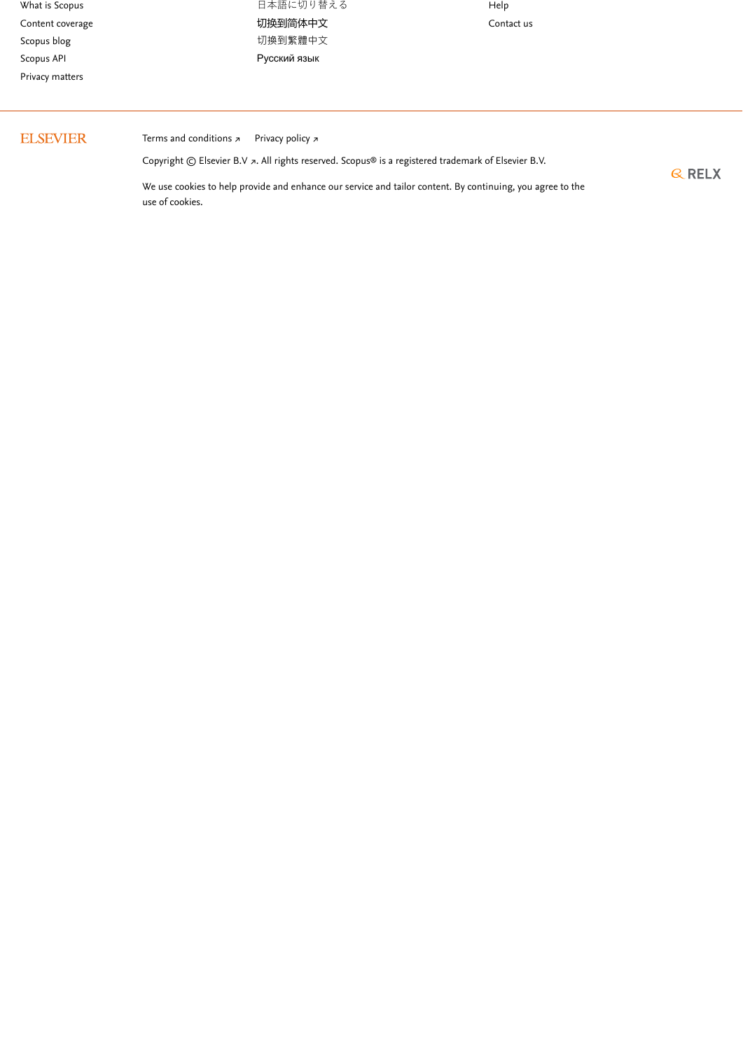What is Scopus

Content coverage

Scopus blog

Scopus API

Privacy matters

日本語に切り替える

切换到简体中文

切換到繁體中文

Русский язык

Help

Contact us

ELSEVIER

Terms and conditions ↗ Privacy policy ↗

Copyright © Elsevier B.V ↗. All rights reserved. Scopus® is a registered trademark of Elsevier B.V.

We use cookies to help provide and enhance our service and tailor content. By continuing, you agree to the use of cookies.

RELX